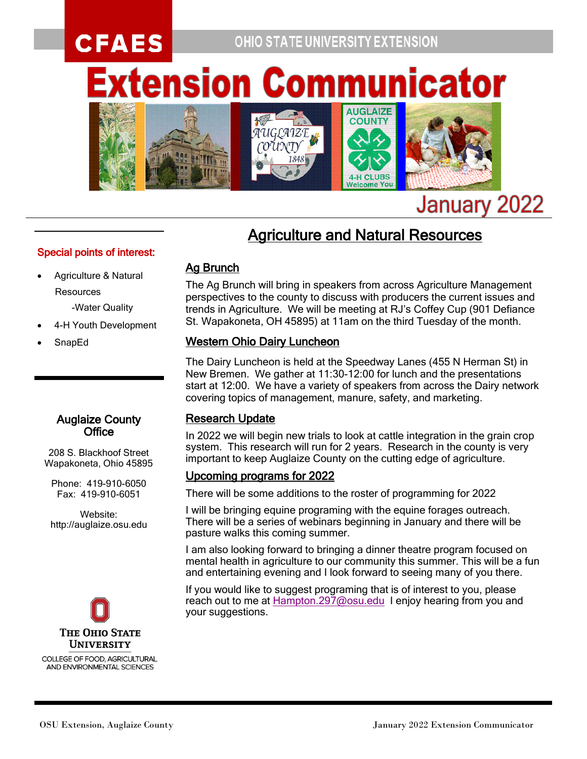CFAES

OHIO STATE UNIVERSITY EXTENSION

# Extension Communicator

January 2022

**Special points of interest:**

- Agriculture & Natural Resources
  - -Water Quality
- 4-H Youth Development
- SnapEd

**Auglaize County Office**

208 S. Blackhoof Street
Wapakoneta, Ohio 45895

Phone: 419-910-6050
Fax: 419-910-6051

Website:
http://auglaize.osu.edu

THE OHIO STATE UNIVERSITY
COLLEGE OF FOOD, AGRICULTURAL AND ENVIRONMENTAL SCIENCES

## Agriculture and Natural Resources

### Ag Brunch

The Ag Brunch will bring in speakers from across Agriculture Management perspectives to the county to discuss with producers the current issues and trends in Agriculture. We will be meeting at RJ's Coffey Cup (901 Defiance St. Wapakoneta, OH 45895) at 11am on the third Tuesday of the month.

### Western Ohio Dairy Luncheon

The Dairy Luncheon is held at the Speedway Lanes (455 N Herman St) in New Bremen. We gather at 11:30-12:00 for lunch and the presentations start at 12:00. We have a variety of speakers from across the Dairy network covering topics of management, manure, safety, and marketing.

### Research Update

In 2022 we will begin new trials to look at cattle integration in the grain crop system. This research will run for 2 years. Research in the county is very important to keep Auglaize County on the cutting edge of agriculture.

### Upcoming programs for 2022

There will be some additions to the roster of programming for 2022

I will be bringing equine programing with the equine forages outreach. There will be a series of webinars beginning in January and there will be pasture walks this coming summer.

I am also looking forward to bringing a dinner theatre program focused on mental health in agriculture to our community this summer. This will be a fun and entertaining evening and I look forward to seeing many of you there.

If you would like to suggest programing that is of interest to you, please reach out to me at Hampton.297@osu.edu I enjoy hearing from you and your suggestions.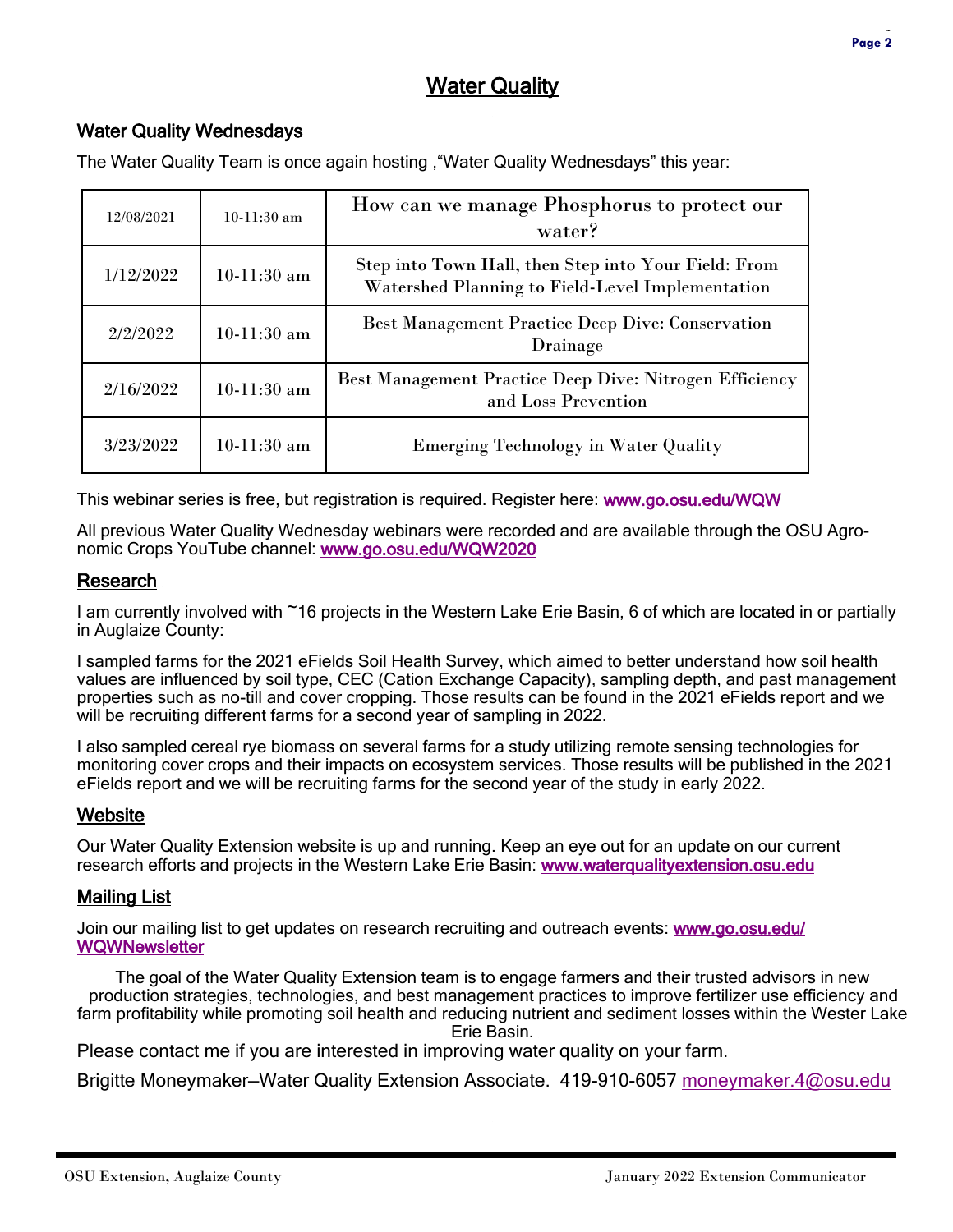# Water Quality

## Water Quality Wednesdays

The Water Quality Team is once again hosting ,"Water Quality Wednesdays" this year:

| Date | Time | Topic |
|---|---|---|
| 12/08/2021 | 10-11:30 am | How can we manage Phosphorus to protect our water? |
| 1/12/2022 | 10-11:30 am | Step into Town Hall, then Step into Your Field: From Watershed Planning to Field-Level Implementation |
| 2/2/2022 | 10-11:30 am | Best Management Practice Deep Dive: Conservation Drainage |
| 2/16/2022 | 10-11:30 am | Best Management Practice Deep Dive: Nitrogen Efficiency and Loss Prevention |
| 3/23/2022 | 10-11:30 am | Emerging Technology in Water Quality |

This webinar series is free, but registration is required. Register here: **www.go.osu.edu/WQW**

All previous Water Quality Wednesday webinars were recorded and are available through the OSU Agronomic Crops YouTube channel: **www.go.osu.edu/WQW2020**

## Research

I am currently involved with ~16 projects in the Western Lake Erie Basin, 6 of which are located in or partially in Auglaize County:

I sampled farms for the 2021 eFields Soil Health Survey, which aimed to better understand how soil health values are influenced by soil type, CEC (Cation Exchange Capacity), sampling depth, and past management properties such as no-till and cover cropping. Those results can be found in the 2021 eFields report and we will be recruiting different farms for a second year of sampling in 2022.

I also sampled cereal rye biomass on several farms for a study utilizing remote sensing technologies for monitoring cover crops and their impacts on ecosystem services. Those results will be published in the 2021 eFields report and we will be recruiting farms for the second year of the study in early 2022.

## Website

Our Water Quality Extension website is up and running. Keep an eye out for an update on our current research efforts and projects in the Western Lake Erie Basin: **www.waterqualityextension.osu.edu**

## Mailing List

Join our mailing list to get updates on research recruiting and outreach events: **www.go.osu.edu/WQWNewsletter**

The goal of the Water Quality Extension team is to engage farmers and their trusted advisors in new production strategies, technologies, and best management practices to improve fertilizer use efficiency and farm profitability while promoting soil health and reducing nutrient and sediment losses within the Wester Lake Erie Basin.

Please contact me if you are interested in improving water quality on your farm.

Brigitte Moneymaker—Water Quality Extension Associate. 419-910-6057 moneymaker.4@osu.edu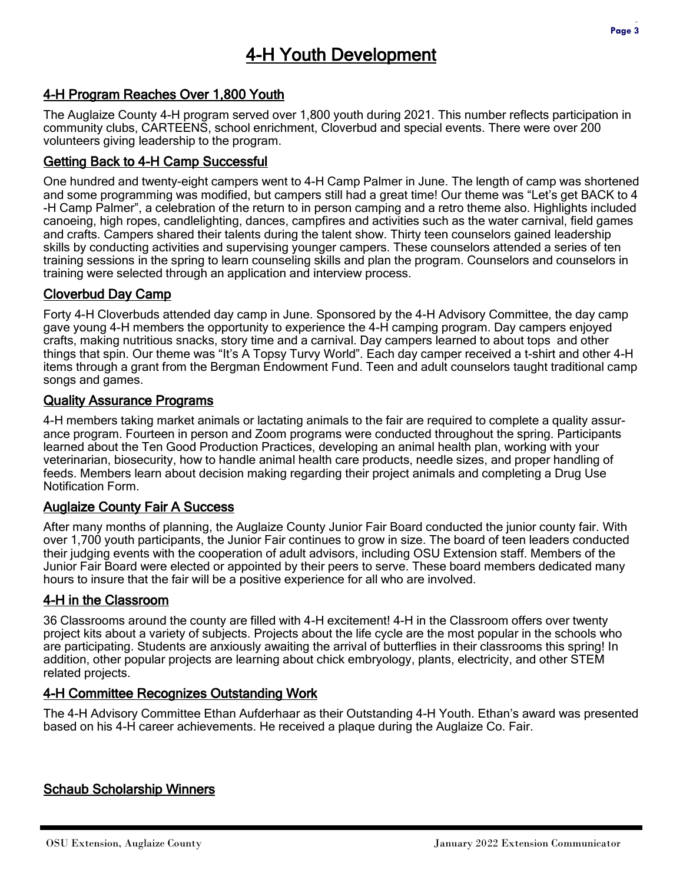# 4-H Youth Development

## 4-H Program Reaches Over 1,800 Youth

The Auglaize County 4-H program served over 1,800 youth during 2021. This number reflects participation in community clubs, CARTEENS, school enrichment, Cloverbud and special events. There were over 200 volunteers giving leadership to the program.

## Getting Back to 4-H Camp Successful

One hundred and twenty-eight campers went to 4-H Camp Palmer in June. The length of camp was shortened and some programming was modified, but campers still had a great time! Our theme was "Let's get BACK to 4-H Camp Palmer", a celebration of the return to in person camping and a retro theme also. Highlights included canoeing, high ropes, candlelighting, dances, campfires and activities such as the water carnival, field games and crafts. Campers shared their talents during the talent show. Thirty teen counselors gained leadership skills by conducting activities and supervising younger campers. These counselors attended a series of ten training sessions in the spring to learn counseling skills and plan the program. Counselors and counselors in training were selected through an application and interview process.

## Cloverbud Day Camp

Forty 4-H Cloverbuds attended day camp in June. Sponsored by the 4-H Advisory Committee, the day camp gave young 4-H members the opportunity to experience the 4-H camping program. Day campers enjoyed crafts, making nutritious snacks, story time and a carnival. Day campers learned to about tops and other things that spin. Our theme was "It's A Topsy Turvy World". Each day camper received a t-shirt and other 4-H items through a grant from the Bergman Endowment Fund. Teen and adult counselors taught traditional camp songs and games.

## Quality Assurance Programs

4-H members taking market animals or lactating animals to the fair are required to complete a quality assurance program. Fourteen in person and Zoom programs were conducted throughout the spring. Participants learned about the Ten Good Production Practices, developing an animal health plan, working with your veterinarian, biosecurity, how to handle animal health care products, needle sizes, and proper handling of feeds. Members learn about decision making regarding their project animals and completing a Drug Use Notification Form.

## Auglaize County Fair A Success

After many months of planning, the Auglaize County Junior Fair Board conducted the junior county fair. With over 1,700 youth participants, the Junior Fair continues to grow in size. The board of teen leaders conducted their judging events with the cooperation of adult advisors, including OSU Extension staff. Members of the Junior Fair Board were elected or appointed by their peers to serve. These board members dedicated many hours to insure that the fair will be a positive experience for all who are involved.

## 4-H in the Classroom

36 Classrooms around the county are filled with 4-H excitement! 4-H in the Classroom offers over twenty project kits about a variety of subjects. Projects about the life cycle are the most popular in the schools who are participating. Students are anxiously awaiting the arrival of butterflies in their classrooms this spring! In addition, other popular projects are learning about chick embryology, plants, electricity, and other STEM related projects.

## 4-H Committee Recognizes Outstanding Work

The 4-H Advisory Committee Ethan Aufderhaar as their Outstanding 4-H Youth. Ethan's award was presented based on his 4-H career achievements. He received a plaque during the Auglaize Co. Fair.

## Schaub Scholarship Winners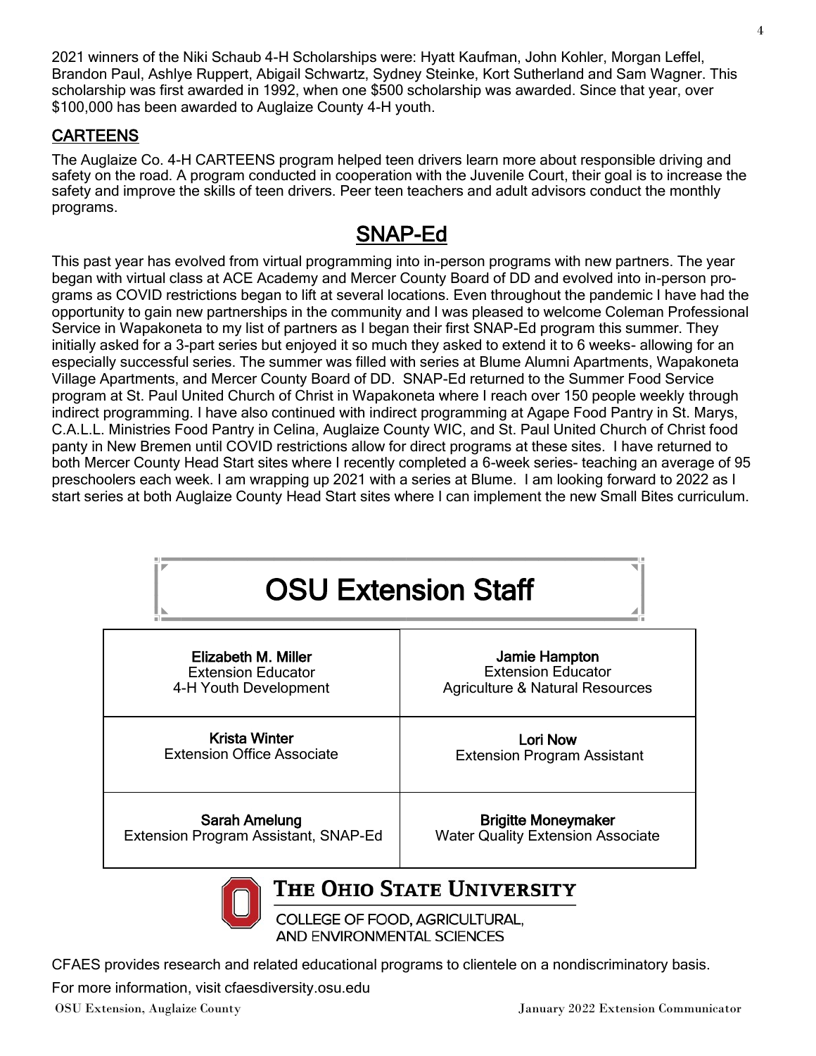2021 winners of the Niki Schaub 4-H Scholarships were: Hyatt Kaufman, John Kohler, Morgan Leffel, Brandon Paul, Ashlye Ruppert, Abigail Schwartz, Sydney Steinke, Kort Sutherland and Sam Wagner. This scholarship was first awarded in 1992, when one $500 scholarship was awarded. Since that year, over $100,000 has been awarded to Auglaize County 4-H youth.

### CARTEENS

The Auglaize Co. 4-H CARTEENS program helped teen drivers learn more about responsible driving and safety on the road. A program conducted in cooperation with the Juvenile Court, their goal is to increase the safety and improve the skills of teen drivers. Peer teen teachers and adult advisors conduct the monthly programs.

## SNAP-Ed

This past year has evolved from virtual programming into in-person programs with new partners. The year began with virtual class at ACE Academy and Mercer County Board of DD and evolved into in-person programs as COVID restrictions began to lift at several locations. Even throughout the pandemic I have had the opportunity to gain new partnerships in the community and I was pleased to welcome Coleman Professional Service in Wapakoneta to my list of partners as I began their first SNAP-Ed program this summer. They initially asked for a 3-part series but enjoyed it so much they asked to extend it to 6 weeks- allowing for an especially successful series. The summer was filled with series at Blume Alumni Apartments, Wapakoneta Village Apartments, and Mercer County Board of DD. SNAP-Ed returned to the Summer Food Service program at St. Paul United Church of Christ in Wapakoneta where I reach over 150 people weekly through indirect programming. I have also continued with indirect programming at Agape Food Pantry in St. Marys, C.A.L.L. Ministries Food Pantry in Celina, Auglaize County WIC, and St. Paul United Church of Christ food panty in New Bremen until COVID restrictions allow for direct programs at these sites. I have returned to both Mercer County Head Start sites where I recently completed a 6-week series- teaching an average of 95 preschoolers each week. I am wrapping up 2021 with a series at Blume. I am looking forward to 2022 as I start series at both Auglaize County Head Start sites where I can implement the new Small Bites curriculum.

# OSU Extension Staff

| | |
|---|---|
| **Elizabeth M. Miller**<br>Extension Educator<br>4-H Youth Development | **Jamie Hampton**<br>Extension Educator<br>Agriculture & Natural Resources |
| **Krista Winter**<br>Extension Office Associate | **Lori Now**<br>Extension Program Assistant |
| **Sarah Amelung**<br>Extension Program Assistant, SNAP-Ed | **Brigitte Moneymaker**<br>Water Quality Extension Associate |

THE OHIO STATE UNIVERSITY

COLLEGE OF FOOD, AGRICULTURAL, AND ENVIRONMENTAL SCIENCES

CFAES provides research and related educational programs to clientele on a nondiscriminatory basis.

For more information, visit cfaesdiversity.osu.edu